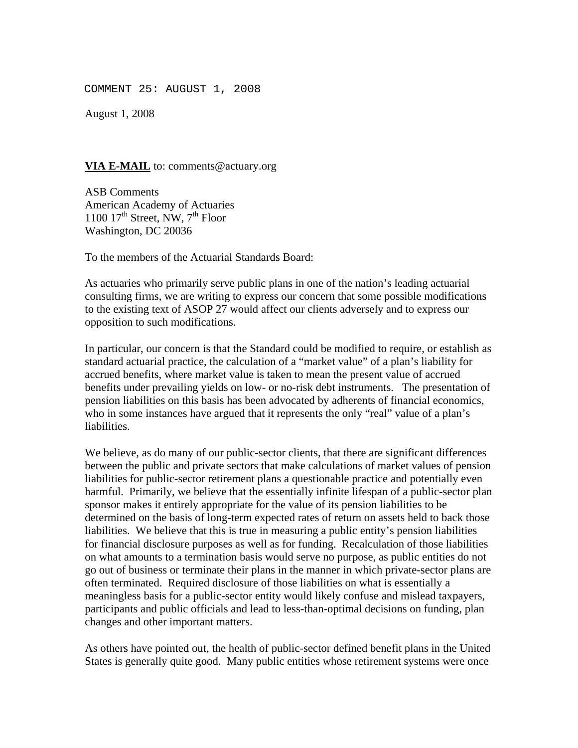COMMENT 25: AUGUST 1, 2008

August 1, 2008

**VIA E-MAIL** to: comments@actuary.org

ASB Comments
American Academy of Actuaries
1100 17th Street, NW, 7th Floor
Washington, DC 20036

To the members of the Actuarial Standards Board:

As actuaries who primarily serve public plans in one of the nation's leading actuarial consulting firms, we are writing to express our concern that some possible modifications to the existing text of ASOP 27 would affect our clients adversely and to express our opposition to such modifications.

In particular, our concern is that the Standard could be modified to require, or establish as standard actuarial practice, the calculation of a "market value" of a plan's liability for accrued benefits, where market value is taken to mean the present value of accrued benefits under prevailing yields on low- or no-risk debt instruments. The presentation of pension liabilities on this basis has been advocated by adherents of financial economics, who in some instances have argued that it represents the only "real" value of a plan's liabilities.

We believe, as do many of our public-sector clients, that there are significant differences between the public and private sectors that make calculations of market values of pension liabilities for public-sector retirement plans a questionable practice and potentially even harmful. Primarily, we believe that the essentially infinite lifespan of a public-sector plan sponsor makes it entirely appropriate for the value of its pension liabilities to be determined on the basis of long-term expected rates of return on assets held to back those liabilities. We believe that this is true in measuring a public entity's pension liabilities for financial disclosure purposes as well as for funding. Recalculation of those liabilities on what amounts to a termination basis would serve no purpose, as public entities do not go out of business or terminate their plans in the manner in which private-sector plans are often terminated. Required disclosure of those liabilities on what is essentially a meaningless basis for a public-sector entity would likely confuse and mislead taxpayers, participants and public officials and lead to less-than-optimal decisions on funding, plan changes and other important matters.

As others have pointed out, the health of public-sector defined benefit plans in the United States is generally quite good. Many public entities whose retirement systems were once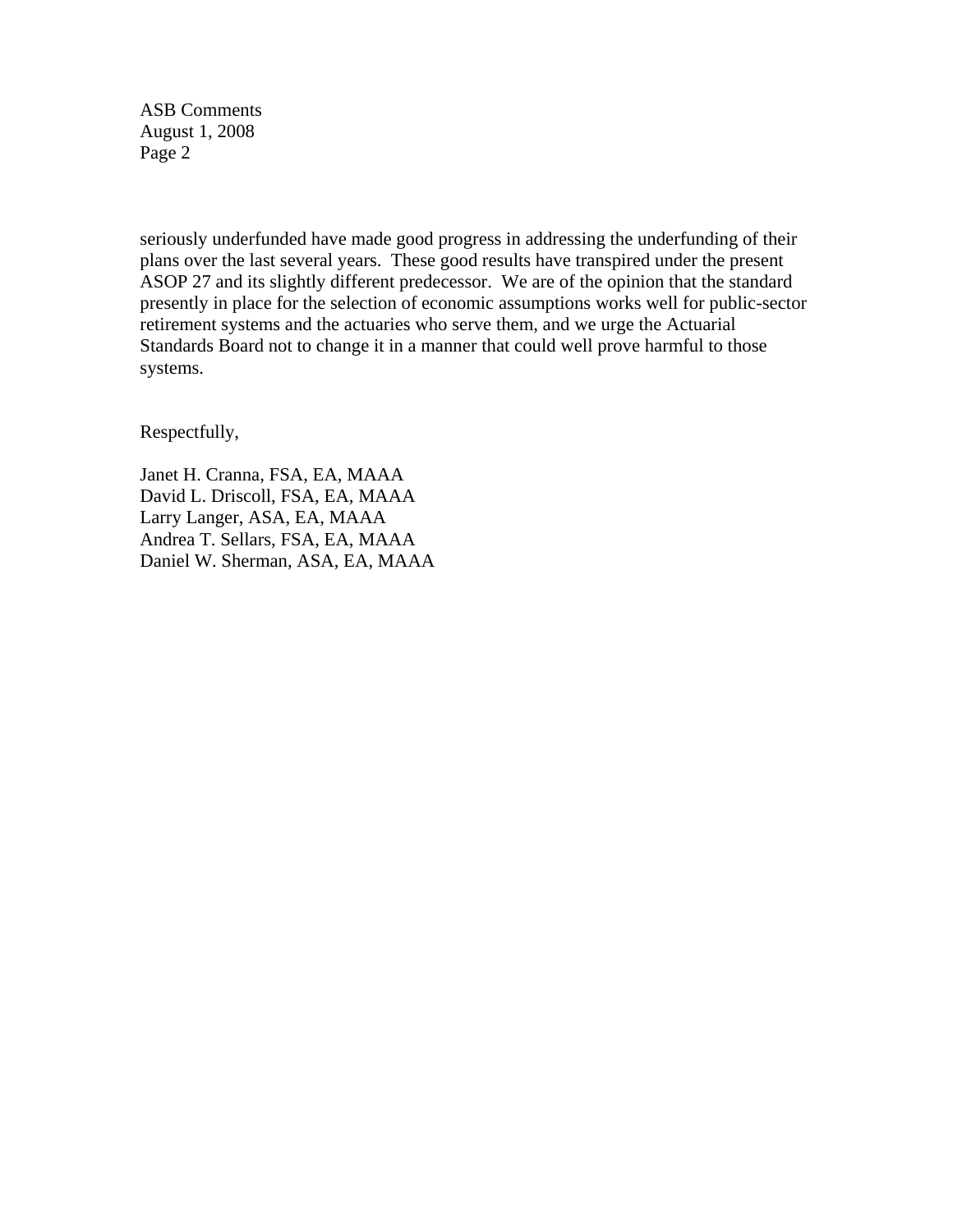seriously underfunded have made good progress in addressing the underfunding of their plans over the last several years. These good results have transpired under the present ASOP 27 and its slightly different predecessor. We are of the opinion that the standard presently in place for the selection of economic assumptions works well for public-sector retirement systems and the actuaries who serve them, and we urge the Actuarial Standards Board not to change it in a manner that could well prove harmful to those systems.

Respectfully,

Janet H. Cranna, FSA, EA, MAAA
David L. Driscoll, FSA, EA, MAAA
Larry Langer, ASA, EA, MAAA
Andrea T. Sellars, FSA, EA, MAAA
Daniel W. Sherman, ASA, EA, MAAA